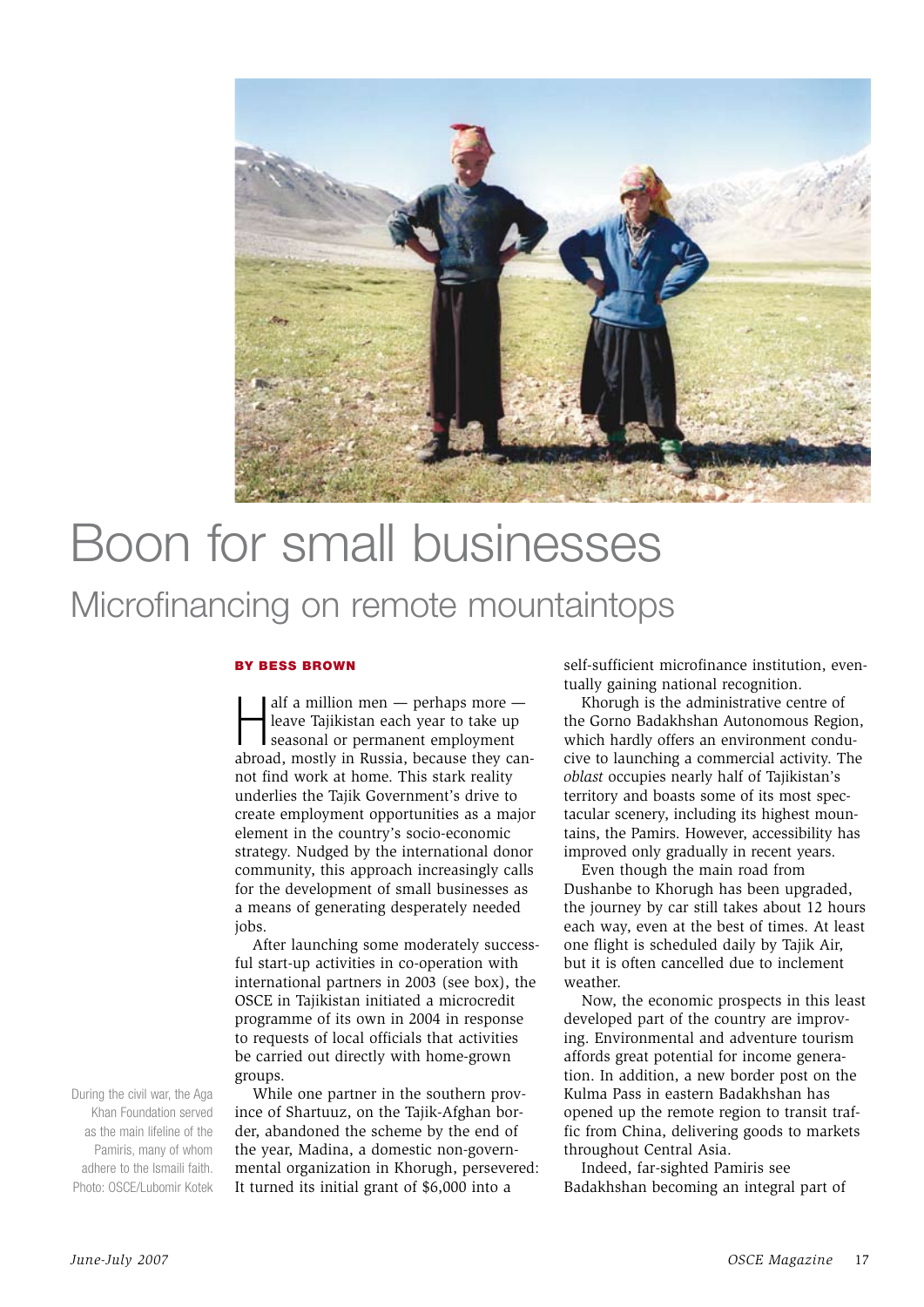# Boon for small businesses

## Microfinancing on remote mountaintops

**BY BESS BROWN**

Half a million men — perhaps more — leave Tajikistan each year to take up seasonal or permanent employment abroad, mostly in Russia, because they cannot find work at home. This stark reality underlies the Tajik Government's drive to create employment opportunities as a major element in the country's socio-economic strategy. Nudged by the international donor community, this approach increasingly calls for the development of small businesses as a means of generating desperately needed jobs.

After launching some moderately successful start-up activities in co-operation with international partners in 2003 (see box), the OSCE in Tajikistan initiated a microcredit programme of its own in 2004 in response to requests of local officials that activities be carried out directly with home-grown groups.

While one partner in the southern province of Shartuuz, on the Tajik-Afghan border, abandoned the scheme by the end of the year, Madina, a domestic non-governmental organization in Khorugh, persevered: It turned its initial grant of $6,000 into a self-sufficient microfinance institution, eventually gaining national recognition.

Khorugh is the administrative centre of the Gorno Badakhshan Autonomous Region, which hardly offers an environment conducive to launching a commercial activity. The *oblast* occupies nearly half of Tajikistan's territory and boasts some of its most spectacular scenery, including its highest mountains, the Pamirs. However, accessibility has improved only gradually in recent years.

Even though the main road from Dushanbe to Khorugh has been upgraded, the journey by car still takes about 12 hours each way, even at the best of times. At least one flight is scheduled daily by Tajik Air, but it is often cancelled due to inclement weather.

Now, the economic prospects in this least developed part of the country are improving. Environmental and adventure tourism affords great potential for income generation. In addition, a new border post on the Kulma Pass in eastern Badakhshan has opened up the remote region to transit traffic from China, delivering goods to markets throughout Central Asia.

Indeed, far-sighted Pamiris see Badakhshan becoming an integral part of

During the civil war, the Aga Khan Foundation served as the main lifeline of the Pamiris, many of whom adhere to the Ismaili faith. Photo: OSCE/Lubomir Kotek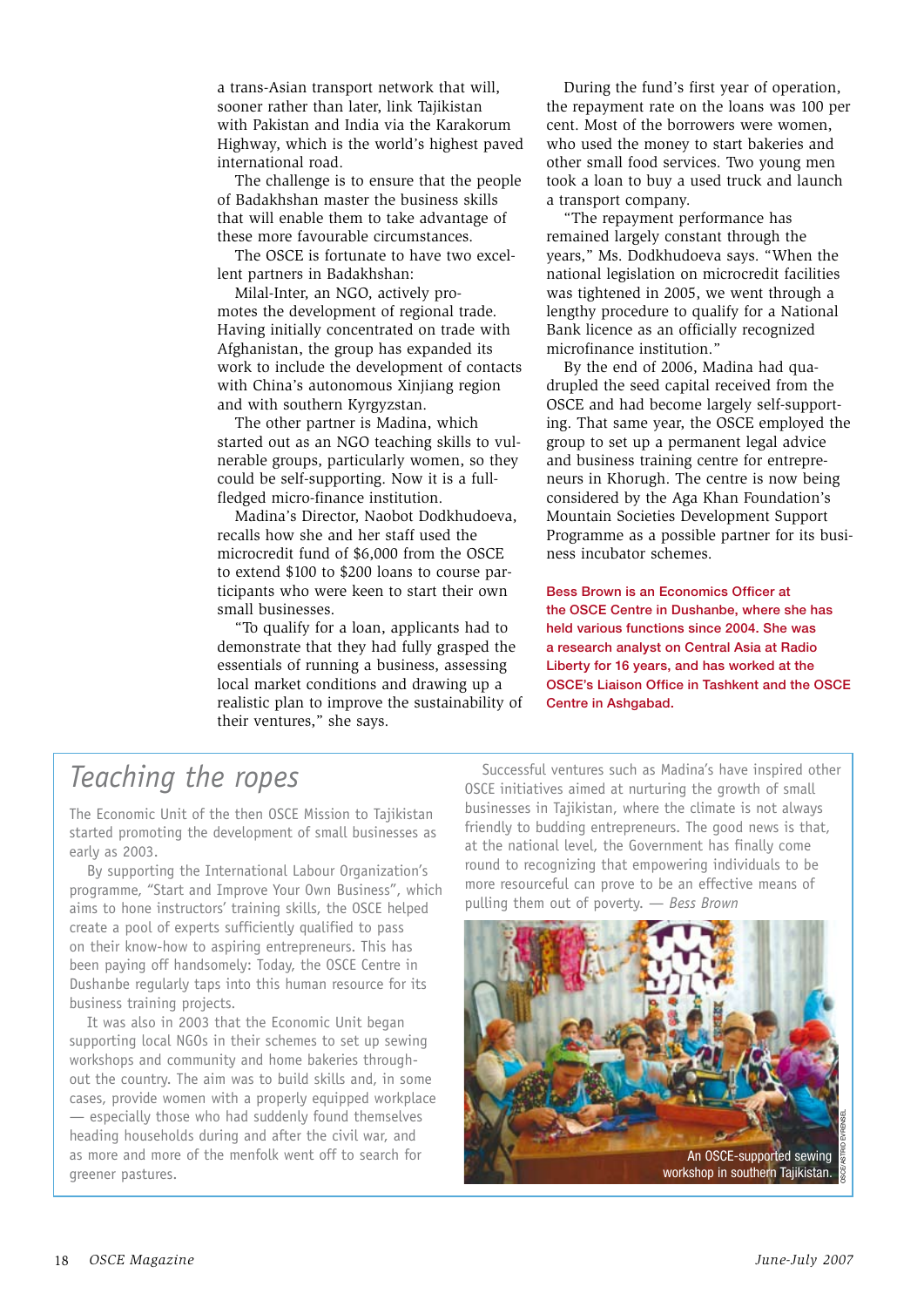a trans-Asian transport network that will, sooner rather than later, link Tajikistan with Pakistan and India via the Karakorum Highway, which is the world's highest paved international road.

The challenge is to ensure that the people of Badakhshan master the business skills that will enable them to take advantage of these more favourable circumstances.

The OSCE is fortunate to have two excellent partners in Badakhshan:

Milal-Inter, an NGO, actively promotes the development of regional trade. Having initially concentrated on trade with Afghanistan, the group has expanded its work to include the development of contacts with China's autonomous Xinjiang region and with southern Kyrgyzstan.

The other partner is Madina, which started out as an NGO teaching skills to vulnerable groups, particularly women, so they could be self-supporting. Now it is a full-fledged micro-finance institution.

Madina's Director, Naobot Dodkhudoeva, recalls how she and her staff used the microcredit fund of $6,000 from the OSCE to extend $100 to $200 loans to course participants who were keen to start their own small businesses.

"To qualify for a loan, applicants had to demonstrate that they had fully grasped the essentials of running a business, assessing local market conditions and drawing up a realistic plan to improve the sustainability of their ventures," she says.

During the fund's first year of operation, the repayment rate on the loans was 100 per cent. Most of the borrowers were women, who used the money to start bakeries and other small food services. Two young men took a loan to buy a used truck and launch a transport company.

"The repayment performance has remained largely constant through the years," Ms. Dodkhudoeva says. "When the national legislation on microcredit facilities was tightened in 2005, we went through a lengthy procedure to qualify for a National Bank licence as an officially recognized microfinance institution."

By the end of 2006, Madina had quadrupled the seed capital received from the OSCE and had become largely self-supporting. That same year, the OSCE employed the group to set up a permanent legal advice and business training centre for entrepreneurs in Khorugh. The centre is now being considered by the Aga Khan Foundation's Mountain Societies Development Support Programme as a possible partner for its business incubator schemes.

**Bess Brown is an Economics Officer at the OSCE Centre in Dushanbe, where she has held various functions since 2004. She was a research analyst on Central Asia at Radio Liberty for 16 years, and has worked at the OSCE's Liaison Office in Tashkent and the OSCE Centre in Ashgabad.**

## *Teaching the ropes*

The Economic Unit of the then OSCE Mission to Tajikistan started promoting the development of small businesses as early as 2003.

By supporting the International Labour Organization's programme, "Start and Improve Your Own Business", which aims to hone instructors' training skills, the OSCE helped create a pool of experts sufficiently qualified to pass on their know-how to aspiring entrepreneurs. This has been paying off handsomely: Today, the OSCE Centre in Dushanbe regularly taps into this human resource for its business training projects.

It was also in 2003 that the Economic Unit began supporting local NGOs in their schemes to set up sewing workshops and community and home bakeries throughout the country. The aim was to build skills and, in some cases, provide women with a properly equipped workplace — especially those who had suddenly found themselves heading households during and after the civil war, and as more and more of the menfolk went off to search for greener pastures.

Successful ventures such as Madina's have inspired other OSCE initiatives aimed at nurturing the growth of small businesses in Tajikistan, where the climate is not always friendly to budding entrepreneurs. The good news is that, at the national level, the Government has finally come round to recognizing that empowering individuals to be more resourceful can prove to be an effective means of pulling them out of poverty. — *Bess Brown*

An OSCE-supported sewing workshop in southern Tajikistan.

OSCE/ASTRID EVRENSEL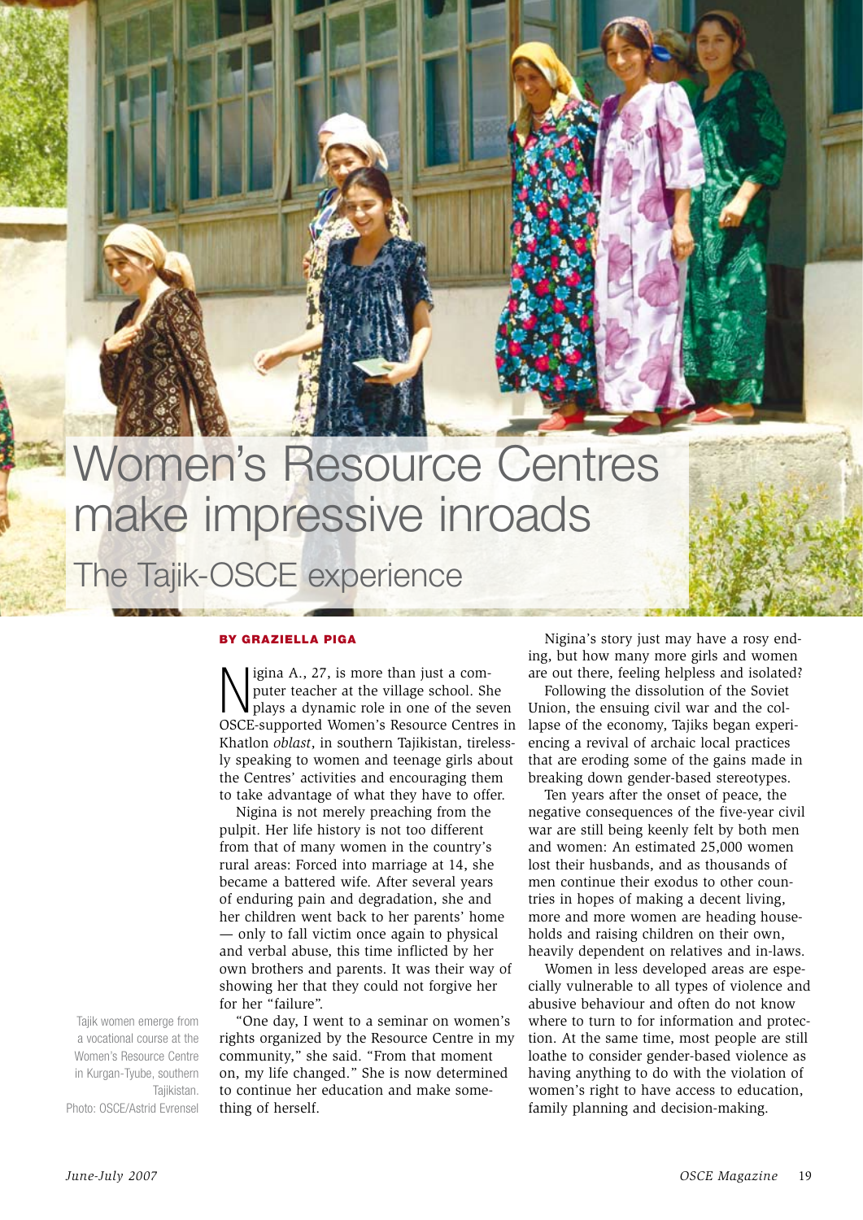# Women's Resource Centres make impressive inroads

## The Tajik-OSCE experience

**BY GRAZIELLA PIGA**

Nigina A., 27, is more than just a computer teacher at the village school. She plays a dynamic role in one of the seven OSCE-supported Women's Resource Centres in Khatlon *oblast*, in southern Tajikistan, tirelessly speaking to women and teenage girls about the Centres' activities and encouraging them to take advantage of what they have to offer.

Nigina is not merely preaching from the pulpit. Her life history is not too different from that of many women in the country's rural areas: Forced into marriage at 14, she became a battered wife. After several years of enduring pain and degradation, she and her children went back to her parents' home — only to fall victim once again to physical and verbal abuse, this time inflicted by her own brothers and parents. It was their way of showing her that they could not forgive her for her "failure".

"One day, I went to a seminar on women's rights organized by the Resource Centre in my community," she said. "From that moment on, my life changed." She is now determined to continue her education and make something of herself.

Nigina's story just may have a rosy ending, but how many more girls and women are out there, feeling helpless and isolated?

Following the dissolution of the Soviet Union, the ensuing civil war and the collapse of the economy, Tajiks began experiencing a revival of archaic local practices that are eroding some of the gains made in breaking down gender-based stereotypes.

Ten years after the onset of peace, the negative consequences of the five-year civil war are still being keenly felt by both men and women: An estimated 25,000 women lost their husbands, and as thousands of men continue their exodus to other countries in hopes of making a decent living, more and more women are heading households and raising children on their own, heavily dependent on relatives and in-laws.

Women in less developed areas are especially vulnerable to all types of violence and abusive behaviour and often do not know where to turn to for information and protection. At the same time, most people are still loathe to consider gender-based violence as having anything to do with the violation of women's right to have access to education, family planning and decision-making.

Tajik women emerge from a vocational course at the Women's Resource Centre in Kurgan-Tyube, southern Tajikistan.
Photo: OSCE/Astrid Evrensel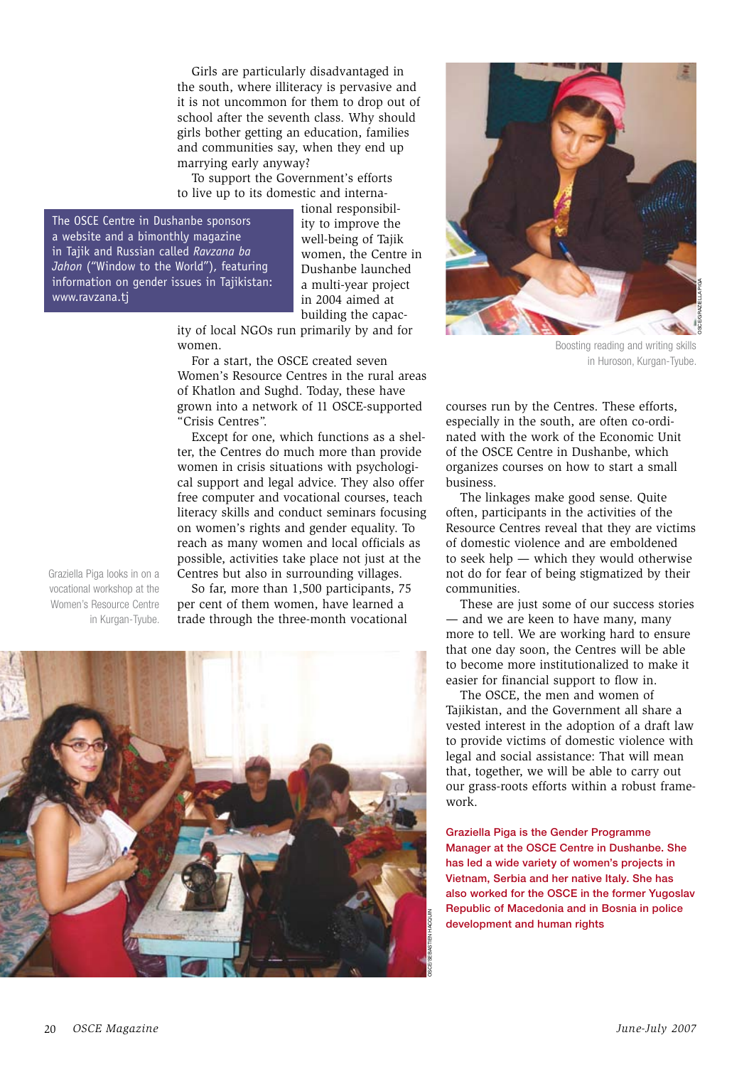Girls are particularly disadvantaged in the south, where illiteracy is pervasive and it is not uncommon for them to drop out of school after the seventh class. Why should girls bother getting an education, families and communities say, when they end up marrying early anyway?

To support the Government's efforts to live up to its domestic and international responsibility to improve the well-being of Tajik women, the Centre in Dushanbe launched a multi-year project in 2004 aimed at building the capacity of local NGOs run primarily by and for women.

The OSCE Centre in Dushanbe sponsors a website and a bimonthly magazine in Tajik and Russian called *Ravzana ba Jahon* ("Window to the World"), featuring information on gender issues in Tajikistan: www.ravzana.tj

For a start, the OSCE created seven Women's Resource Centres in the rural areas of Khatlon and Sughd. Today, these have grown into a network of 11 OSCE-supported "Crisis Centres".

Except for one, which functions as a shelter, the Centres do much more than provide women in crisis situations with psychological support and legal advice. They also offer free computer and vocational courses, teach literacy skills and conduct seminars focusing on women's rights and gender equality. To reach as many women and local officials as possible, activities take place not just at the Centres but also in surrounding villages.

So far, more than 1,500 participants, 75 per cent of them women, have learned a trade through the three-month vocational courses run by the Centres. These efforts, especially in the south, are often co-ordinated with the work of the Economic Unit of the OSCE Centre in Dushanbe, which organizes courses on how to start a small business.

The linkages make good sense. Quite often, participants in the activities of the Resource Centres reveal that they are victims of domestic violence and are emboldened to seek help — which they would otherwise not do for fear of being stigmatized by their communities.

These are just some of our success stories — and we are keen to have many, many more to tell. We are working hard to ensure that one day soon, the Centres will be able to become more institutionalized to make it easier for financial support to flow in.

The OSCE, the men and women of Tajikistan, and the Government all share a vested interest in the adoption of a draft law to provide victims of domestic violence with legal and social assistance: That will mean that, together, we will be able to carry out our grass-roots efforts within a robust framework.

Graziella Piga looks in on a vocational workshop at the Women's Resource Centre in Kurgan-Tyube.

OSCE/SEBASTIEN HACQUIN

Boosting reading and writing skills in Huroson, Kurgan-Tyube.

OSCE/GRAZIELLA PIGA

**Graziella Piga is the Gender Programme Manager at the OSCE Centre in Dushanbe. She has led a wide variety of women's projects in Vietnam, Serbia and her native Italy. She has also worked for the OSCE in the former Yugoslav Republic of Macedonia and in Bosnia in police development and human rights**